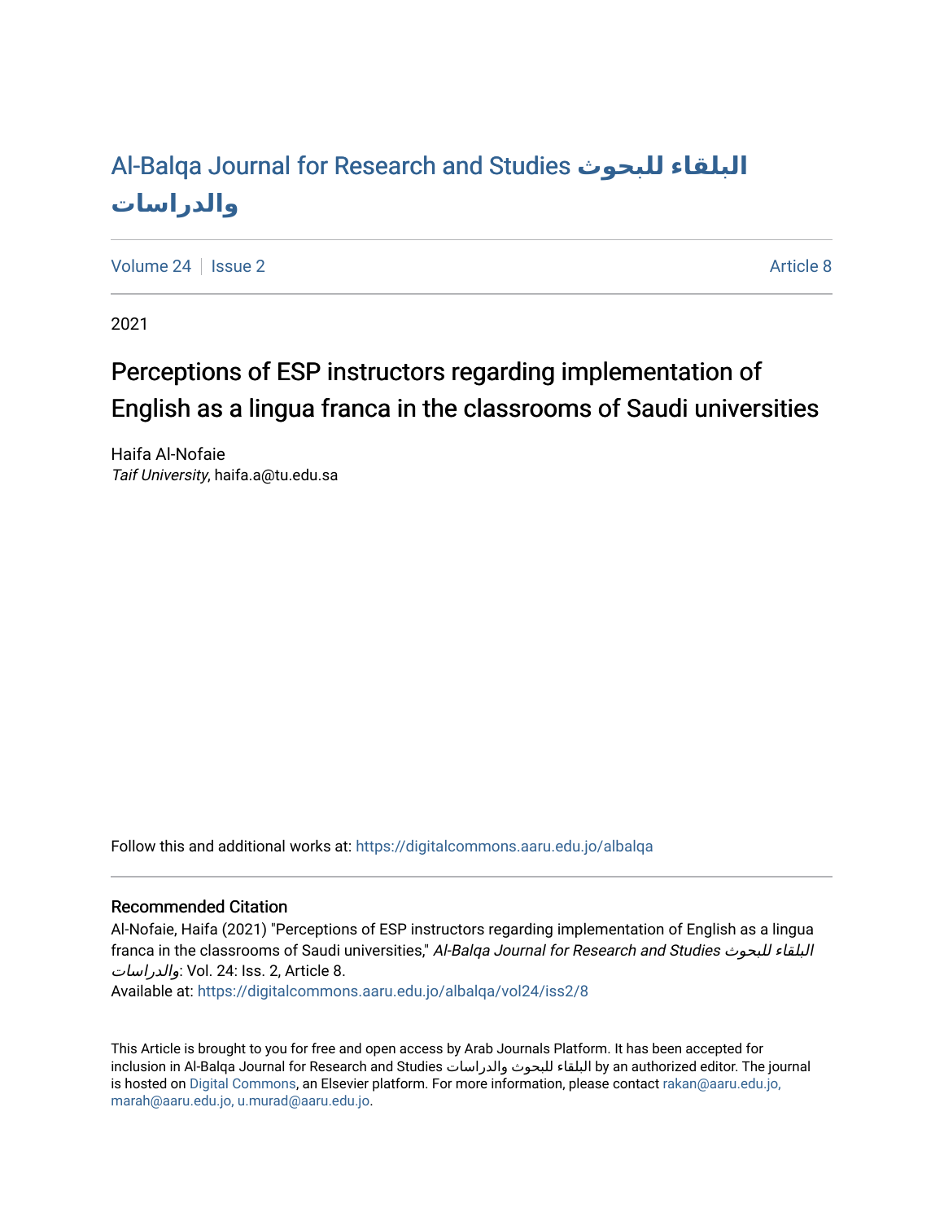# Al-Balqa Journal for Research and Studies البلقاء للبحوث والدراسات

Volume 24 | Issue 2 | Article 8

2021

## Perceptions of ESP instructors regarding implementation of English as a lingua franca in the classrooms of Saudi universities

Haifa Al-Nofaie
*Taif University*, haifa.a@tu.edu.sa

Follow this and additional works at: https://digitalcommons.aaru.edu.jo/albalqa

### Recommended Citation

Al-Nofaie, Haifa (2021) "Perceptions of ESP instructors regarding implementation of English as a lingua franca in the classrooms of Saudi universities," *Al-Balqa Journal for Research and Studies البلقاء للبحوث والدراسات*: Vol. 24: Iss. 2, Article 8.
Available at: https://digitalcommons.aaru.edu.jo/albalqa/vol24/iss2/8

This Article is brought to you for free and open access by Arab Journals Platform. It has been accepted for inclusion in Al-Balqa Journal for Research and Studies البلقاء للبحوث والدراسات by an authorized editor. The journal is hosted on Digital Commons, an Elsevier platform. For more information, please contact rakan@aaru.edu.jo, marah@aaru.edu.jo, u.murad@aaru.edu.jo.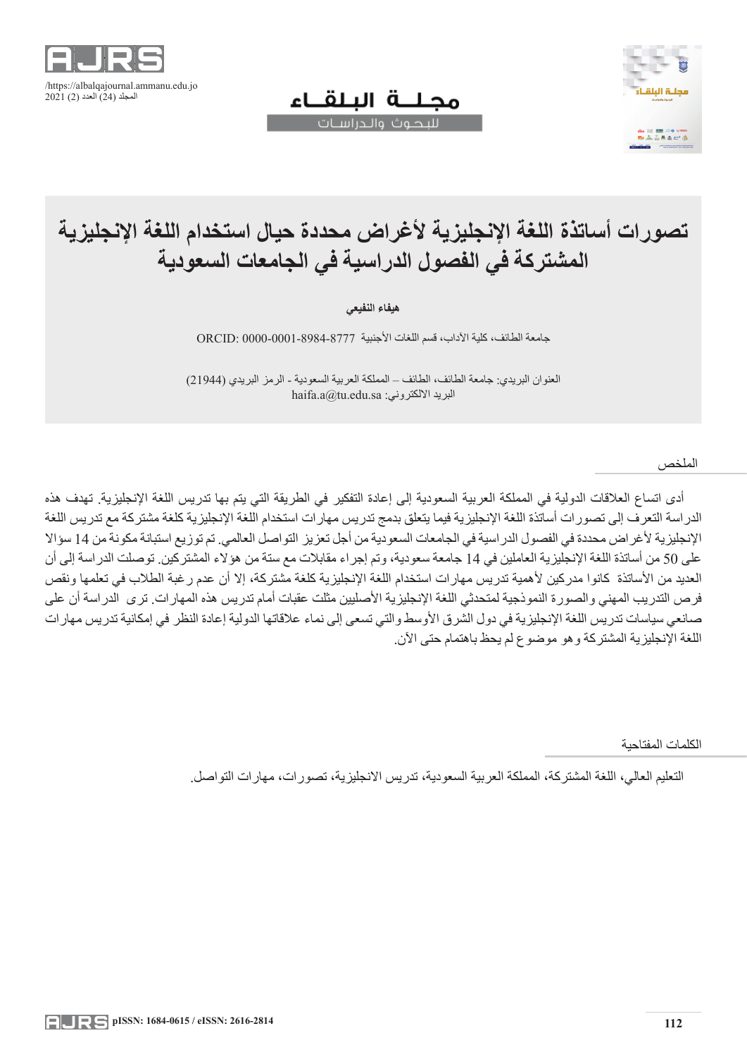# تصورات أساتذة اللغة الإنجليزية لأغراض محددة حيال استخدام اللغة الإنجليزية المشتركة في الفصول الدراسية في الجامعات السعودية

**هيفاء النفيعي**

جامعة الطائف، كلية الأداب، قسم اللغات الأجنبية ORCID: 0000-0001-8984-8777

العنوان البريدي: جامعة الطائف، الطائف – المملكة العربية السعودية - الرمز البريدي (21944)
البريد الالكتروني: haifa.a@tu.edu.sa

## الملخص

أدى اتساع العلاقات الدولية في المملكة العربية السعودية إلى إعادة التفكير في الطريقة التي يتم بها تدريس اللغة الإنجليزية. تهدف هذه الدراسة التعرف إلى تصورات أساتذة اللغة الإنجليزية فيما يتعلق بدمج تدريس مهارات استخدام اللغة الإنجليزية كلغة مشتركة مع تدريس اللغة الإنجليزية لأغراض محددة في الفصول الدراسية في الجامعات السعودية من أجل تعزيز التواصل العالمي. تم توزيع استبانة مكونة من 14 سؤالا على 50 من أساتذة اللغة الإنجليزية العاملين في 14 جامعة سعودية، وتم إجراء مقابلات مع ستة من هؤلاء المشتركين. توصلت الدراسة إلى أن العديد من الأساتذة كانوا مدركين لأهمية تدريس مهارات استخدام اللغة الإنجليزية كلغة مشتركة، إلا أن عدم رغبة الطلاب في تعلمها ونقص فرص التدريب المهني والصورة النموذجية لمتحدثي اللغة الإنجليزية الأصليين مثلت عقبات أمام تدريس هذه المهارات. ترى الدراسة أن على صانعي سياسات تدريس اللغة الإنجليزية في دول الشرق الأوسط والتي تسعى إلى نماء علاقاتها الدولية إعادة النظر في إمكانية تدريس مهارات اللغة الإنجليزية المشتركة وهو موضوع لم يحظ باهتمام حتى الآن.

## الكلمات المفتاحية

التعليم العالي، اللغة المشتركة، المملكة العربية السعودية، تدريس الانجليزية، تصورات، مهارات التواصل.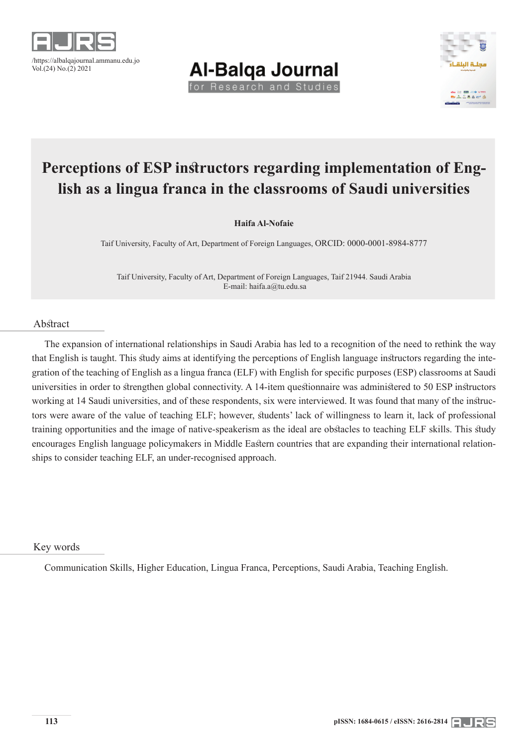# Perceptions of ESP instructors regarding implementation of English as a lingua franca in the classrooms of Saudi universities

**Haifa Al-Nofaie**

Taif University, Faculty of Art, Department of Foreign Languages, ORCID: 0000-0001-8984-8777

Taif University, Faculty of Art, Department of Foreign Languages, Taif 21944. Saudi Arabia
E-mail: haifa.a@tu.edu.sa

## Abstract

The expansion of international relationships in Saudi Arabia has led to a recognition of the need to rethink the way that English is taught. This study aims at identifying the perceptions of English language instructors regarding the integration of the teaching of English as a lingua franca (ELF) with English for specific purposes (ESP) classrooms at Saudi universities in order to strengthen global connectivity. A 14-item questionnaire was administered to 50 ESP instructors working at 14 Saudi universities, and of these respondents, six were interviewed. It was found that many of the instructors were aware of the value of teaching ELF; however, students' lack of willingness to learn it, lack of professional training opportunities and the image of native-speakerism as the ideal are obstacles to teaching ELF skills. This study encourages English language policymakers in Middle Eastern countries that are expanding their international relationships to consider teaching ELF, an under-recognised approach.

## Key words

Communication Skills, Higher Education, Lingua Franca, Perceptions, Saudi Arabia, Teaching English.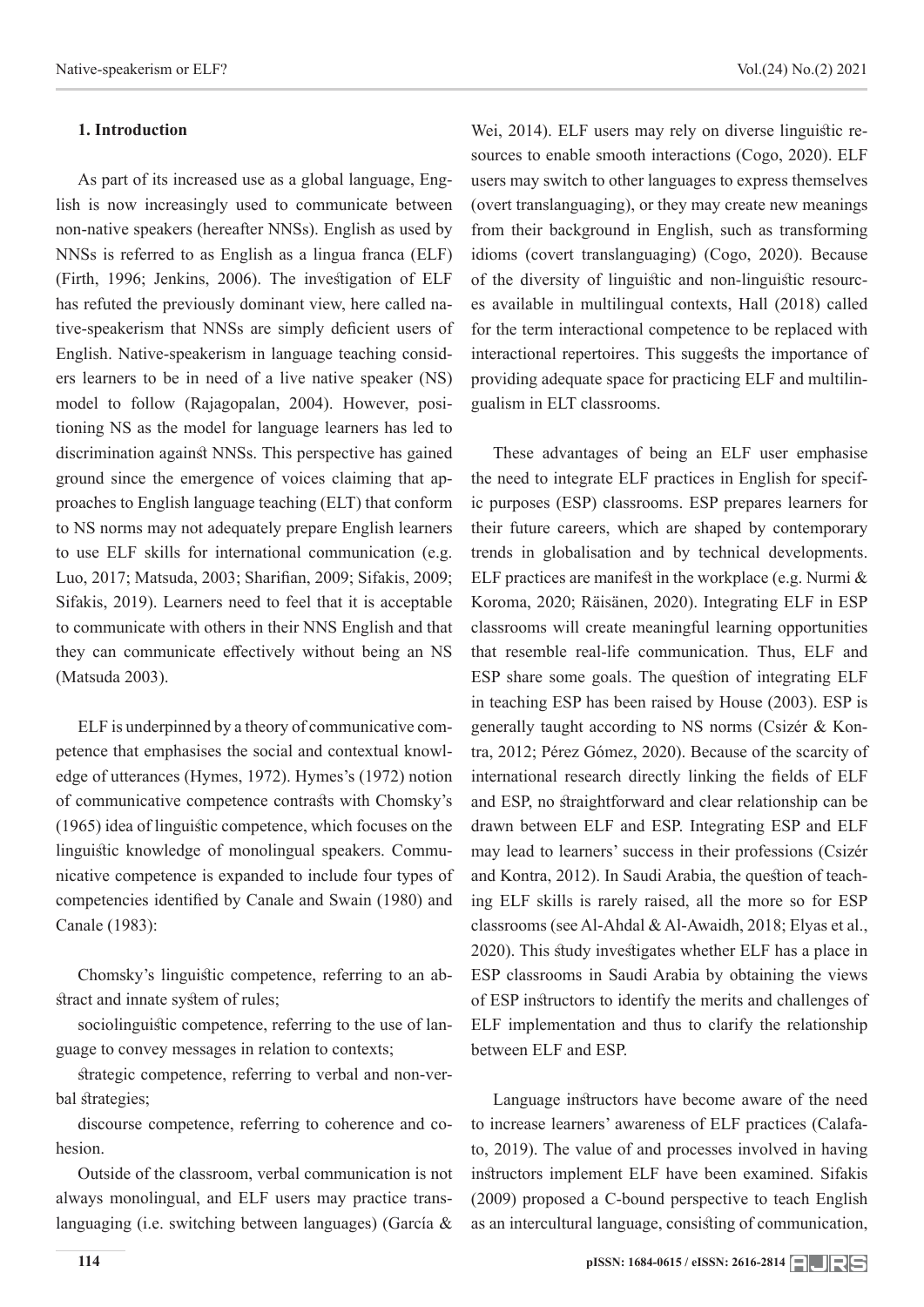## 1. Introduction

As part of its increased use as a global language, English is now increasingly used to communicate between non-native speakers (hereafter NNSs). English as used by NNSs is referred to as English as a lingua franca (ELF) (Firth, 1996; Jenkins, 2006). The investigation of ELF has refuted the previously dominant view, here called native-speakerism that NNSs are simply deficient users of English. Native-speakerism in language teaching considers learners to be in need of a live native speaker (NS) model to follow (Rajagopalan, 2004). However, positioning NS as the model for language learners has led to discrimination against NNSs. This perspective has gained ground since the emergence of voices claiming that approaches to English language teaching (ELT) that conform to NS norms may not adequately prepare English learners to use ELF skills for international communication (e.g. Luo, 2017; Matsuda, 2003; Sharifian, 2009; Sifakis, 2009; Sifakis, 2019). Learners need to feel that it is acceptable to communicate with others in their NNS English and that they can communicate effectively without being an NS (Matsuda 2003).

ELF is underpinned by a theory of communicative competence that emphasises the social and contextual knowledge of utterances (Hymes, 1972). Hymes's (1972) notion of communicative competence contrasts with Chomsky's (1965) idea of linguistic competence, which focuses on the linguistic knowledge of monolingual speakers. Communicative competence is expanded to include four types of competencies identified by Canale and Swain (1980) and Canale (1983):

Chomsky's linguistic competence, referring to an abstract and innate system of rules;

sociolinguistic competence, referring to the use of language to convey messages in relation to contexts;

strategic competence, referring to verbal and non-verbal strategies;

discourse competence, referring to coherence and cohesion.

Outside of the classroom, verbal communication is not always monolingual, and ELF users may practice translanguaging (i.e. switching between languages) (García & Wei, 2014). ELF users may rely on diverse linguistic resources to enable smooth interactions (Cogo, 2020). ELF users may switch to other languages to express themselves (overt translanguaging), or they may create new meanings from their background in English, such as transforming idioms (covert translanguaging) (Cogo, 2020). Because of the diversity of linguistic and non-linguistic resources available in multilingual contexts, Hall (2018) called for the term interactional competence to be replaced with interactional repertoires. This suggests the importance of providing adequate space for practicing ELF and multilingualism in ELT classrooms.

These advantages of being an ELF user emphasise the need to integrate ELF practices in English for specific purposes (ESP) classrooms. ESP prepares learners for their future careers, which are shaped by contemporary trends in globalisation and by technical developments. ELF practices are manifest in the workplace (e.g. Nurmi & Koroma, 2020; Räisänen, 2020). Integrating ELF in ESP classrooms will create meaningful learning opportunities that resemble real-life communication. Thus, ELF and ESP share some goals. The question of integrating ELF in teaching ESP has been raised by House (2003). ESP is generally taught according to NS norms (Csizér & Kontra, 2012; Pérez Gómez, 2020). Because of the scarcity of international research directly linking the fields of ELF and ESP, no straightforward and clear relationship can be drawn between ELF and ESP. Integrating ESP and ELF may lead to learners' success in their professions (Csizér and Kontra, 2012). In Saudi Arabia, the question of teaching ELF skills is rarely raised, all the more so for ESP classrooms (see Al-Ahdal & Al-Awaidh, 2018; Elyas et al., 2020). This study investigates whether ELF has a place in ESP classrooms in Saudi Arabia by obtaining the views of ESP instructors to identify the merits and challenges of ELF implementation and thus to clarify the relationship between ELF and ESP.

Language instructors have become aware of the need to increase learners' awareness of ELF practices (Calafato, 2019). The value of and processes involved in having instructors implement ELF have been examined. Sifakis (2009) proposed a C-bound perspective to teach English as an intercultural language, consisting of communication,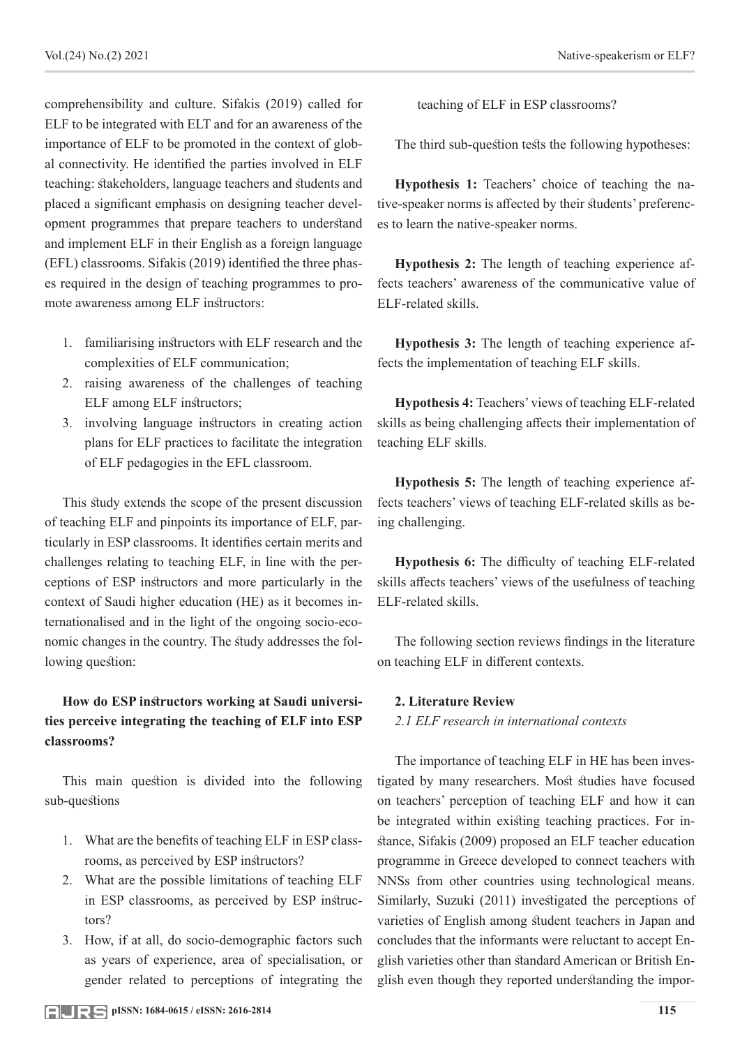comprehensibility and culture. Sifakis (2019) called for ELF to be integrated with ELT and for an awareness of the importance of ELF to be promoted in the context of global connectivity. He identified the parties involved in ELF teaching: stakeholders, language teachers and students and placed a significant emphasis on designing teacher development programmes that prepare teachers to understand and implement ELF in their English as a foreign language (EFL) classrooms. Sifakis (2019) identified the three phases required in the design of teaching programmes to promote awareness among ELF instructors:

1. familiarising instructors with ELF research and the complexities of ELF communication;
2. raising awareness of the challenges of teaching ELF among ELF instructors;
3. involving language instructors in creating action plans for ELF practices to facilitate the integration of ELF pedagogies in the EFL classroom.

This study extends the scope of the present discussion of teaching ELF and pinpoints its importance of ELF, particularly in ESP classrooms. It identifies certain merits and challenges relating to teaching ELF, in line with the perceptions of ESP instructors and more particularly in the context of Saudi higher education (HE) as it becomes internationalised and in the light of the ongoing socio-economic changes in the country. The study addresses the following question:

**How do ESP instructors working at Saudi universities perceive integrating the teaching of ELF into ESP classrooms?**

This main question is divided into the following sub-questions

1. What are the benefits of teaching ELF in ESP classrooms, as perceived by ESP instructors?
2. What are the possible limitations of teaching ELF in ESP classrooms, as perceived by ESP instructors?
3. How, if at all, do socio-demographic factors such as years of experience, area of specialisation, or gender related to perceptions of integrating the teaching of ELF in ESP classrooms?

The third sub-question tests the following hypotheses:

**Hypothesis 1:** Teachers' choice of teaching the native-speaker norms is affected by their students' preferences to learn the native-speaker norms.

**Hypothesis 2:** The length of teaching experience affects teachers' awareness of the communicative value of ELF-related skills.

**Hypothesis 3:** The length of teaching experience affects the implementation of teaching ELF skills.

**Hypothesis 4:** Teachers' views of teaching ELF-related skills as being challenging affects their implementation of teaching ELF skills.

**Hypothesis 5:** The length of teaching experience affects teachers' views of teaching ELF-related skills as being challenging.

**Hypothesis 6:** The difficulty of teaching ELF-related skills affects teachers' views of the usefulness of teaching ELF-related skills.

The following section reviews findings in the literature on teaching ELF in different contexts.

## 2. Literature Review

### *2.1 ELF research in international contexts*

The importance of teaching ELF in HE has been investigated by many researchers. Most studies have focused on teachers' perception of teaching ELF and how it can be integrated within existing teaching practices. For instance, Sifakis (2009) proposed an ELF teacher education programme in Greece developed to connect teachers with NNSs from other countries using technological means. Similarly, Suzuki (2011) investigated the perceptions of varieties of English among student teachers in Japan and concludes that the informants were reluctant to accept English varieties other than standard American or British English even though they reported understanding the impor-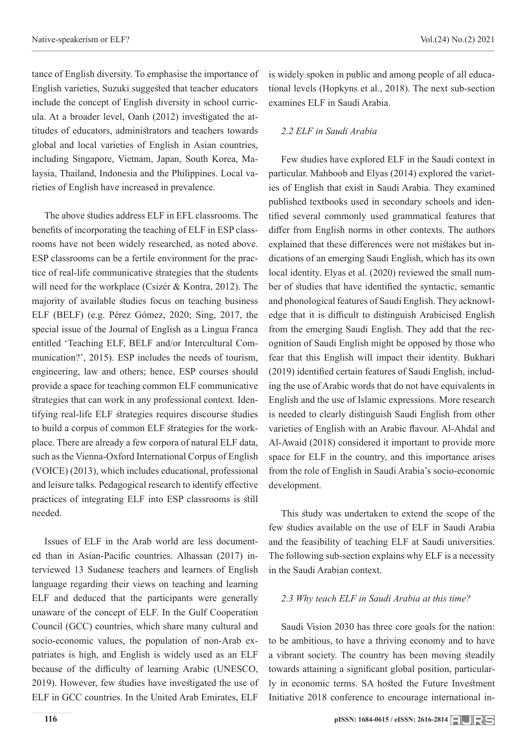tance of English diversity. To emphasise the importance of English varieties, Suzuki suggested that teacher educators include the concept of English diversity in school curricula. At a broader level, Oanh (2012) investigated the attitudes of educators, administrators and teachers towards global and local varieties of English in Asian countries, including Singapore, Vietnam, Japan, South Korea, Malaysia, Thailand, Indonesia and the Philippines. Local varieties of English have increased in prevalence.

The above studies address ELF in EFL classrooms. The benefits of incorporating the teaching of ELF in ESP classrooms have not been widely researched, as noted above. ESP classrooms can be a fertile environment for the practice of real-life communicative strategies that the students will need for the workplace (Csizér & Kontra, 2012). The majority of available studies focus on teaching business ELF (BELF) (e.g. Pérez Gómez, 2020; Sing, 2017, the special issue of the Journal of English as a Lingua Franca entitled 'Teaching ELF, BELF and/or Intercultural Communication?', 2015). ESP includes the needs of tourism, engineering, law and others; hence, ESP courses should provide a space for teaching common ELF communicative strategies that can work in any professional context. Identifying real-life ELF strategies requires discourse studies to build a corpus of common ELF strategies for the workplace. There are already a few corpora of natural ELF data, such as the Vienna-Oxford International Corpus of English (VOICE) (2013), which includes educational, professional and leisure talks. Pedagogical research to identify effective practices of integrating ELF into ESP classrooms is still needed.

Issues of ELF in the Arab world are less documented than in Asian-Pacific countries. Alhassan (2017) interviewed 13 Sudanese teachers and learners of English language regarding their views on teaching and learning ELF and deduced that the participants were generally unaware of the concept of ELF. In the Gulf Cooperation Council (GCC) countries, which share many cultural and socio-economic values, the population of non-Arab expatriates is high, and English is widely used as an ELF because of the difficulty of learning Arabic (UNESCO, 2019). However, few studies have investigated the use of ELF in GCC countries. In the United Arab Emirates, ELF is widely spoken in public and among people of all educational levels (Hopkyns et al., 2018). The next sub-section examines ELF in Saudi Arabia.

### *2.2 ELF in Saudi Arabia*

Few studies have explored ELF in the Saudi context in particular. Mahboob and Elyas (2014) explored the varieties of English that exist in Saudi Arabia. They examined published textbooks used in secondary schools and identified several commonly used grammatical features that differ from English norms in other contexts. The authors explained that these differences were not mistakes but indications of an emerging Saudi English, which has its own local identity. Elyas et al. (2020) reviewed the small number of studies that have identified the syntactic, semantic and phonological features of Saudi English. They acknowledge that it is difficult to distinguish Arabicised English from the emerging Saudi English. They add that the recognition of Saudi English might be opposed by those who fear that this English will impact their identity. Bukhari (2019) identified certain features of Saudi English, including the use of Arabic words that do not have equivalents in English and the use of Islamic expressions. More research is needed to clearly distinguish Saudi English from other varieties of English with an Arabic flavour. Al-Ahdal and Al-Awaid (2018) considered it important to provide more space for ELF in the country, and this importance arises from the role of English in Saudi Arabia's socio-economic development.

This study was undertaken to extend the scope of the few studies available on the use of ELF in Saudi Arabia and the feasibility of teaching ELF at Saudi universities. The following sub-section explains why ELF is a necessity in the Saudi Arabian context.

### *2.3 Why teach ELF in Saudi Arabia at this time?*

Saudi Vision 2030 has three core goals for the nation: to be ambitious, to have a thriving economy and to have a vibrant society. The country has been moving steadily towards attaining a significant global position, particularly in economic terms. SA hosted the Future Investment Initiative 2018 conference to encourage international in-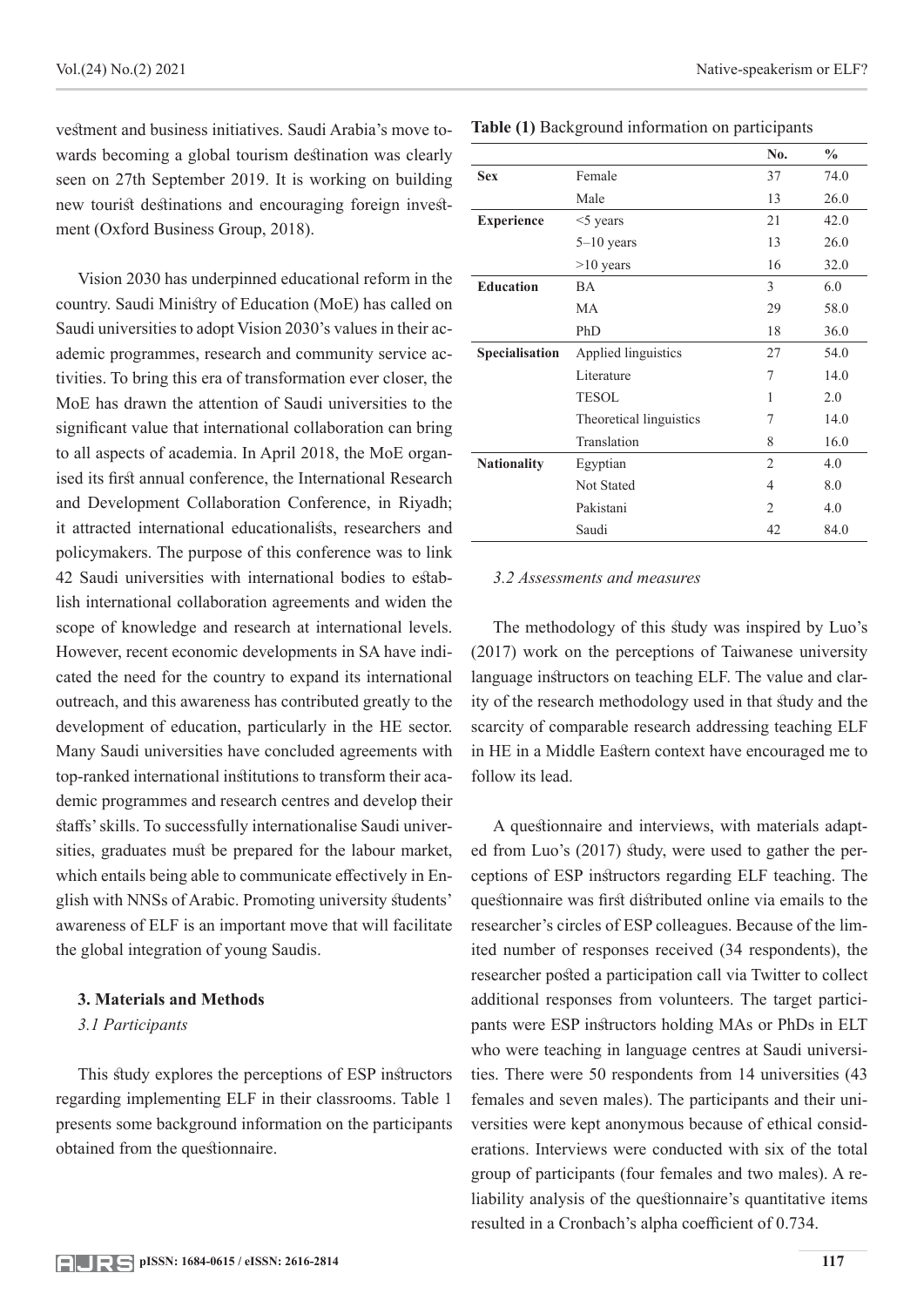vestment and business initiatives. Saudi Arabia's move towards becoming a global tourism destination was clearly seen on 27th September 2019. It is working on building new tourist destinations and encouraging foreign investment (Oxford Business Group, 2018).

Vision 2030 has underpinned educational reform in the country. Saudi Ministry of Education (MoE) has called on Saudi universities to adopt Vision 2030's values in their academic programmes, research and community service activities. To bring this era of transformation ever closer, the MoE has drawn the attention of Saudi universities to the significant value that international collaboration can bring to all aspects of academia. In April 2018, the MoE organised its first annual conference, the International Research and Development Collaboration Conference, in Riyadh; it attracted international educationalists, researchers and policymakers. The purpose of this conference was to link 42 Saudi universities with international bodies to establish international collaboration agreements and widen the scope of knowledge and research at international levels. However, recent economic developments in SA have indicated the need for the country to expand its international outreach, and this awareness has contributed greatly to the development of education, particularly in the HE sector. Many Saudi universities have concluded agreements with top-ranked international institutions to transform their academic programmes and research centres and develop their staffs' skills. To successfully internationalise Saudi universities, graduates must be prepared for the labour market, which entails being able to communicate effectively in English with NNSs of Arabic. Promoting university students' awareness of ELF is an important move that will facilitate the global integration of young Saudis.

## 3. Materials and Methods

### *3.1 Participants*

This study explores the perceptions of ESP instructors regarding implementing ELF in their classrooms. Table 1 presents some background information on the participants obtained from the questionnaire.

**Table (1)** Background information on participants

| | | No. | % |
|---|---|---|---|
| **Sex** | Female | 37 | 74.0 |
| | Male | 13 | 26.0 |
| **Experience** | <5 years | 21 | 42.0 |
| | 5–10 years | 13 | 26.0 |
| | >10 years | 16 | 32.0 |
| **Education** | BA | 3 | 6.0 |
| | MA | 29 | 58.0 |
| | PhD | 18 | 36.0 |
| **Specialisation** | Applied linguistics | 27 | 54.0 |
| | Literature | 7 | 14.0 |
| | TESOL | 1 | 2.0 |
| | Theoretical linguistics | 7 | 14.0 |
| | Translation | 8 | 16.0 |
| **Nationality** | Egyptian | 2 | 4.0 |
| | Not Stated | 4 | 8.0 |
| | Pakistani | 2 | 4.0 |
| | Saudi | 42 | 84.0 |

### *3.2 Assessments and measures*

The methodology of this study was inspired by Luo's (2017) work on the perceptions of Taiwanese university language instructors on teaching ELF. The value and clarity of the research methodology used in that study and the scarcity of comparable research addressing teaching ELF in HE in a Middle Eastern context have encouraged me to follow its lead.

A questionnaire and interviews, with materials adapted from Luo's (2017) study, were used to gather the perceptions of ESP instructors regarding ELF teaching. The questionnaire was first distributed online via emails to the researcher's circles of ESP colleagues. Because of the limited number of responses received (34 respondents), the researcher posted a participation call via Twitter to collect additional responses from volunteers. The target participants were ESP instructors holding MAs or PhDs in ELT who were teaching in language centres at Saudi universities. There were 50 respondents from 14 universities (43 females and seven males). The participants and their universities were kept anonymous because of ethical considerations. Interviews were conducted with six of the total group of participants (four females and two males). A reliability analysis of the questionnaire's quantitative items resulted in a Cronbach's alpha coefficient of 0.734.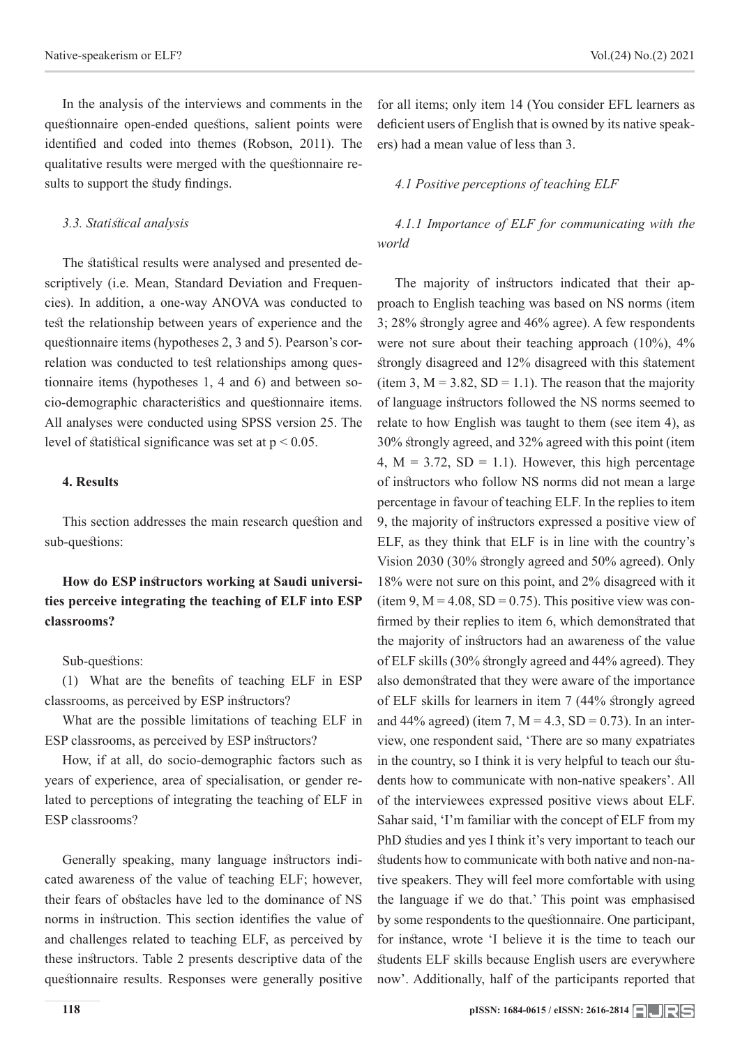In the analysis of the interviews and comments in the questionnaire open-ended questions, salient points were identified and coded into themes (Robson, 2011). The qualitative results were merged with the questionnaire results to support the study findings.

*3.3. Statistical analysis*

The statistical results were analysed and presented descriptively (i.e. Mean, Standard Deviation and Frequencies). In addition, a one-way ANOVA was conducted to test the relationship between years of experience and the questionnaire items (hypotheses 2, 3 and 5). Pearson's correlation was conducted to test relationships among questionnaire items (hypotheses 1, 4 and 6) and between socio-demographic characteristics and questionnaire items. All analyses were conducted using SPSS version 25. The level of statistical significance was set at $p < 0.05$.

## 4. Results

This section addresses the main research question and sub-questions:

**How do ESP instructors working at Saudi universities perceive integrating the teaching of ELF into ESP classrooms?**

Sub-questions:

(1) What are the benefits of teaching ELF in ESP classrooms, as perceived by ESP instructors?

What are the possible limitations of teaching ELF in ESP classrooms, as perceived by ESP instructors?

How, if at all, do socio-demographic factors such as years of experience, area of specialisation, or gender related to perceptions of integrating the teaching of ELF in ESP classrooms?

Generally speaking, many language instructors indicated awareness of the value of teaching ELF; however, their fears of obstacles have led to the dominance of NS norms in instruction. This section identifies the value of and challenges related to teaching ELF, as perceived by these instructors. Table 2 presents descriptive data of the questionnaire results. Responses were generally positive for all items; only item 14 (You consider EFL learners as deficient users of English that is owned by its native speakers) had a mean value of less than 3.

*4.1 Positive perceptions of teaching ELF*

*4.1.1 Importance of ELF for communicating with the world*

The majority of instructors indicated that their approach to English teaching was based on NS norms (item 3; 28% strongly agree and 46% agree). A few respondents were not sure about their teaching approach (10%), 4% strongly disagreed and 12% disagreed with this statement (item 3, M = 3.82, SD = 1.1). The reason that the majority of language instructors followed the NS norms seemed to relate to how English was taught to them (see item 4), as 30% strongly agreed, and 32% agreed with this point (item 4, M = 3.72, SD = 1.1). However, this high percentage of instructors who follow NS norms did not mean a large percentage in favour of teaching ELF. In the replies to item 9, the majority of instructors expressed a positive view of ELF, as they think that ELF is in line with the country's Vision 2030 (30% strongly agreed and 50% agreed). Only 18% were not sure on this point, and 2% disagreed with it (item 9, M = 4.08, SD = 0.75). This positive view was confirmed by their replies to item 6, which demonstrated that the majority of instructors had an awareness of the value of ELF skills (30% strongly agreed and 44% agreed). They also demonstrated that they were aware of the importance of ELF skills for learners in item 7 (44% strongly agreed and 44% agreed) (item 7, M = 4.3, SD = 0.73). In an interview, one respondent said, 'There are so many expatriates in the country, so I think it is very helpful to teach our students how to communicate with non-native speakers'. All of the interviewees expressed positive views about ELF. Sahar said, 'I'm familiar with the concept of ELF from my PhD studies and yes I think it's very important to teach our students how to communicate with both native and non-native speakers. They will feel more comfortable with using the language if we do that.' This point was emphasised by some respondents to the questionnaire. One participant, for instance, wrote 'I believe it is the time to teach our students ELF skills because English users are everywhere now'. Additionally, half of the participants reported that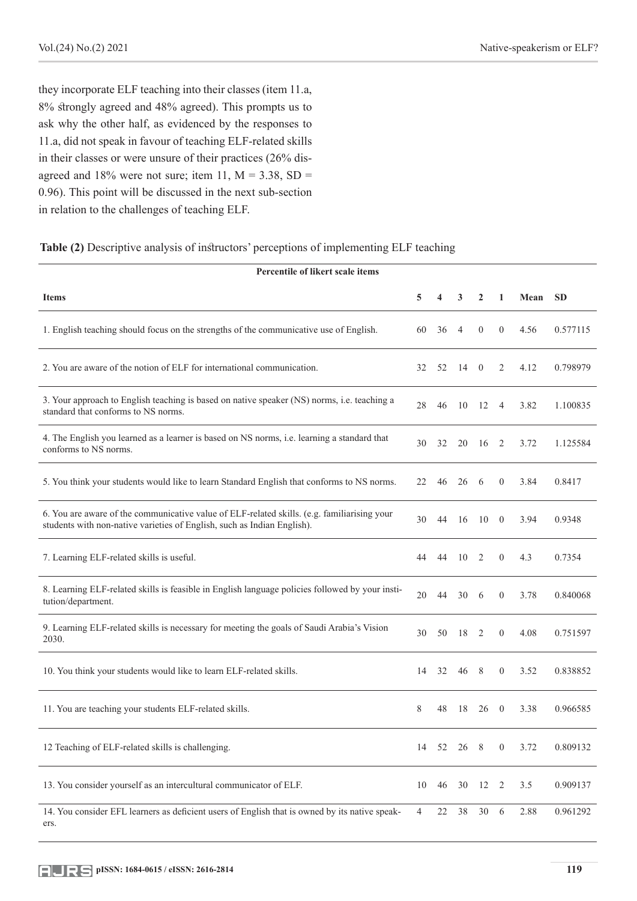they incorporate ELF teaching into their classes (item 11.a, 8% strongly agreed and 48% agreed). This prompts us to ask why the other half, as evidenced by the responses to 11.a, did not speak in favour of teaching ELF-related skills in their classes or were unsure of their practices (26% disagreed and 18% were not sure; item 11, M = 3.38, SD = 0.96). This point will be discussed in the next sub-section in relation to the challenges of teaching ELF.

**Table (2)** Descriptive analysis of instructors' perceptions of implementing ELF teaching

| Percentile of likert scale items | | | | | | | |
|---|---|---|---|---|---|---|---|
| **Items** | **5** | **4** | **3** | **2** | **1** | **Mean** | **SD** |
| 1. English teaching should focus on the strengths of the communicative use of English. | 60 | 36 | 4 | 0 | 0 | 4.56 | 0.577115 |
| 2. You are aware of the notion of ELF for international communication. | 32 | 52 | 14 | 0 | 2 | 4.12 | 0.798979 |
| 3. Your approach to English teaching is based on native speaker (NS) norms, i.e. teaching a standard that conforms to NS norms. | 28 | 46 | 10 | 12 | 4 | 3.82 | 1.100835 |
| 4. The English you learned as a learner is based on NS norms, i.e. learning a standard that conforms to NS norms. | 30 | 32 | 20 | 16 | 2 | 3.72 | 1.125584 |
| 5. You think your students would like to learn Standard English that conforms to NS norms. | 22 | 46 | 26 | 6 | 0 | 3.84 | 0.8417 |
| 6. You are aware of the communicative value of ELF-related skills. (e.g. familiarising your students with non-native varieties of English, such as Indian English). | 30 | 44 | 16 | 10 | 0 | 3.94 | 0.9348 |
| 7. Learning ELF-related skills is useful. | 44 | 44 | 10 | 2 | 0 | 4.3 | 0.7354 |
| 8. Learning ELF-related skills is feasible in English language policies followed by your institution/department. | 20 | 44 | 30 | 6 | 0 | 3.78 | 0.840068 |
| 9. Learning ELF-related skills is necessary for meeting the goals of Saudi Arabia's Vision 2030. | 30 | 50 | 18 | 2 | 0 | 4.08 | 0.751597 |
| 10. You think your students would like to learn ELF-related skills. | 14 | 32 | 46 | 8 | 0 | 3.52 | 0.838852 |
| 11. You are teaching your students ELF-related skills. | 8 | 48 | 18 | 26 | 0 | 3.38 | 0.966585 |
| 12 Teaching of ELF-related skills is challenging. | 14 | 52 | 26 | 8 | 0 | 3.72 | 0.809132 |
| 13. You consider yourself as an intercultural communicator of ELF. | 10 | 46 | 30 | 12 | 2 | 3.5 | 0.909137 |
| 14. You consider EFL learners as deficient users of English that is owned by its native speakers. | 4 | 22 | 38 | 30 | 6 | 2.88 | 0.961292 |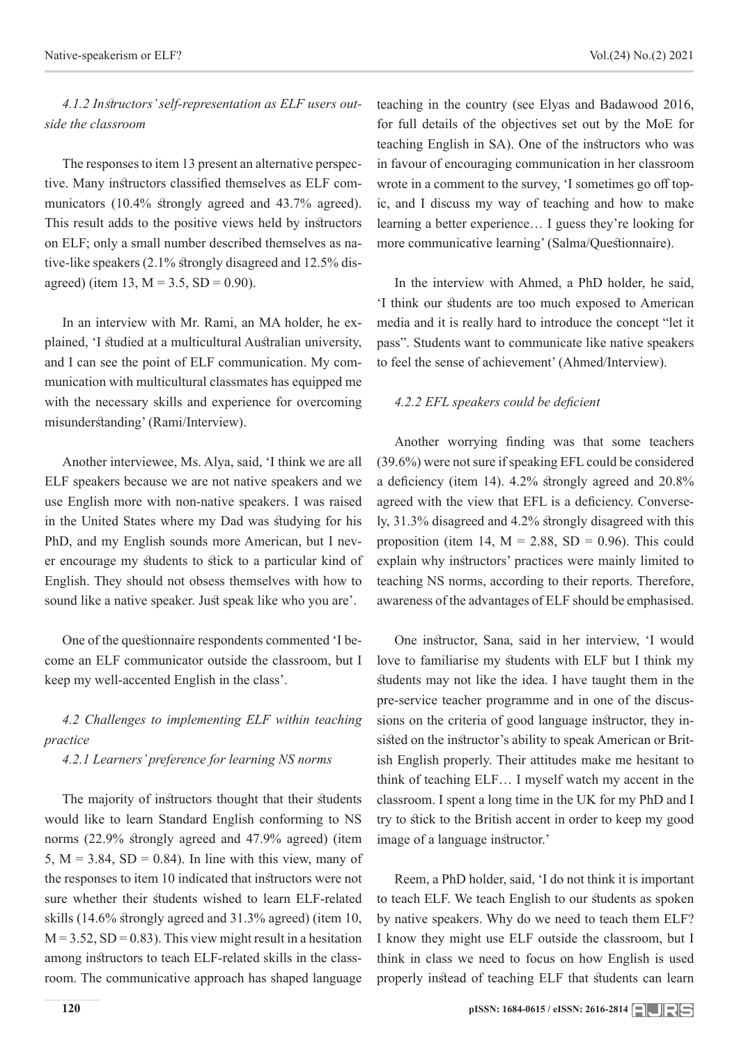*4.1.2 Instructors' self-representation as ELF users outside the classroom*

The responses to item 13 present an alternative perspective. Many instructors classified themselves as ELF communicators (10.4% strongly agreed and 43.7% agreed). This result adds to the positive views held by instructors on ELF; only a small number described themselves as native-like speakers (2.1% strongly disagreed and 12.5% disagreed) (item 13, M = 3.5, SD = 0.90).

In an interview with Mr. Rami, an MA holder, he explained, 'I studied at a multicultural Australian university, and I can see the point of ELF communication. My communication with multicultural classmates has equipped me with the necessary skills and experience for overcoming misunderstanding' (Rami/Interview).

Another interviewee, Ms. Alya, said, 'I think we are all ELF speakers because we are not native speakers and we use English more with non-native speakers. I was raised in the United States where my Dad was studying for his PhD, and my English sounds more American, but I never encourage my students to stick to a particular kind of English. They should not obsess themselves with how to sound like a native speaker. Just speak like who you are'.

One of the questionnaire respondents commented 'I become an ELF communicator outside the classroom, but I keep my well-accented English in the class'.

*4.2 Challenges to implementing ELF within teaching practice*

*4.2.1 Learners' preference for learning NS norms*

The majority of instructors thought that their students would like to learn Standard English conforming to NS norms (22.9% strongly agreed and 47.9% agreed) (item 5, M = 3.84, SD = 0.84). In line with this view, many of the responses to item 10 indicated that instructors were not sure whether their students wished to learn ELF-related skills (14.6% strongly agreed and 31.3% agreed) (item 10, M = 3.52, SD = 0.83). This view might result in a hesitation among instructors to teach ELF-related skills in the classroom. The communicative approach has shaped language teaching in the country (see Elyas and Badawood 2016, for full details of the objectives set out by the MoE for teaching English in SA). One of the instructors who was in favour of encouraging communication in her classroom wrote in a comment to the survey, 'I sometimes go off topic, and I discuss my way of teaching and how to make learning a better experience… I guess they're looking for more communicative learning' (Salma/Questionnaire).

In the interview with Ahmed, a PhD holder, he said, 'I think our students are too much exposed to American media and it is really hard to introduce the concept "let it pass". Students want to communicate like native speakers to feel the sense of achievement' (Ahmed/Interview).

*4.2.2 EFL speakers could be deficient*

Another worrying finding was that some teachers (39.6%) were not sure if speaking EFL could be considered a deficiency (item 14). 4.2% strongly agreed and 20.8% agreed with the view that EFL is a deficiency. Conversely, 31.3% disagreed and 4.2% strongly disagreed with this proposition (item 14, M = 2.88, SD = 0.96). This could explain why instructors' practices were mainly limited to teaching NS norms, according to their reports. Therefore, awareness of the advantages of ELF should be emphasised.

One instructor, Sana, said in her interview, 'I would love to familiarise my students with ELF but I think my students may not like the idea. I have taught them in the pre-service teacher programme and in one of the discussions on the criteria of good language instructor, they insisted on the instructor's ability to speak American or British English properly. Their attitudes make me hesitant to think of teaching ELF… I myself watch my accent in the classroom. I spent a long time in the UK for my PhD and I try to stick to the British accent in order to keep my good image of a language instructor.'

Reem, a PhD holder, said, 'I do not think it is important to teach ELF. We teach English to our students as spoken by native speakers. Why do we need to teach them ELF? I know they might use ELF outside the classroom, but I think in class we need to focus on how English is used properly instead of teaching ELF that students can learn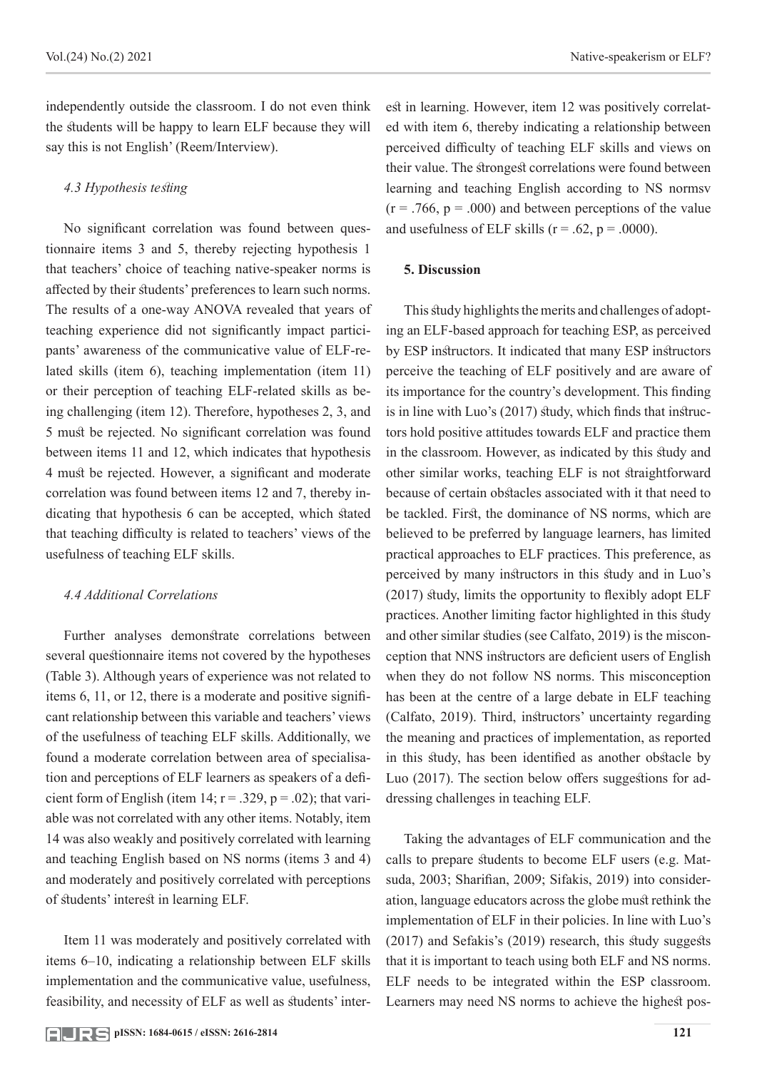independently outside the classroom. I do not even think the students will be happy to learn ELF because they will say this is not English' (Reem/Interview).

### *4.3 Hypothesis testing*

No significant correlation was found between questionnaire items 3 and 5, thereby rejecting hypothesis 1 that teachers' choice of teaching native-speaker norms is affected by their students' preferences to learn such norms. The results of a one-way ANOVA revealed that years of teaching experience did not significantly impact participants' awareness of the communicative value of ELF-related skills (item 6), teaching implementation (item 11) or their perception of teaching ELF-related skills as being challenging (item 12). Therefore, hypotheses 2, 3, and 5 must be rejected. No significant correlation was found between items 11 and 12, which indicates that hypothesis 4 must be rejected. However, a significant and moderate correlation was found between items 12 and 7, thereby indicating that hypothesis 6 can be accepted, which stated that teaching difficulty is related to teachers' views of the usefulness of teaching ELF skills.

### *4.4 Additional Correlations*

Further analyses demonstrate correlations between several questionnaire items not covered by the hypotheses (Table 3). Although years of experience was not related to items 6, 11, or 12, there is a moderate and positive significant relationship between this variable and teachers' views of the usefulness of teaching ELF skills. Additionally, we found a moderate correlation between area of specialisation and perceptions of ELF learners as speakers of a deficient form of English (item 14; $r = .329$, $p = .02$); that variable was not correlated with any other items. Notably, item 14 was also weakly and positively correlated with learning and teaching English based on NS norms (items 3 and 4) and moderately and positively correlated with perceptions of students' interest in learning ELF.

Item 11 was moderately and positively correlated with items 6–10, indicating a relationship between ELF skills implementation and the communicative value, usefulness, feasibility, and necessity of ELF as well as students' interest in learning. However, item 12 was positively correlated with item 6, thereby indicating a relationship between perceived difficulty of teaching ELF skills and views on their value. The strongest correlations were found between learning and teaching English according to NS normsv ($r = .766$, $p = .000$) and between perceptions of the value and usefulness of ELF skills ($r = .62$, $p = .0000$).

## **5. Discussion**

This study highlights the merits and challenges of adopting an ELF-based approach for teaching ESP, as perceived by ESP instructors. It indicated that many ESP instructors perceive the teaching of ELF positively and are aware of its importance for the country's development. This finding is in line with Luo's (2017) study, which finds that instructors hold positive attitudes towards ELF and practice them in the classroom. However, as indicated by this study and other similar works, teaching ELF is not straightforward because of certain obstacles associated with it that need to be tackled. First, the dominance of NS norms, which are believed to be preferred by language learners, has limited practical approaches to ELF practices. This preference, as perceived by many instructors in this study and in Luo's (2017) study, limits the opportunity to flexibly adopt ELF practices. Another limiting factor highlighted in this study and other similar studies (see Calfato, 2019) is the misconception that NNS instructors are deficient users of English when they do not follow NS norms. This misconception has been at the centre of a large debate in ELF teaching (Calfato, 2019). Third, instructors' uncertainty regarding the meaning and practices of implementation, as reported in this study, has been identified as another obstacle by Luo (2017). The section below offers suggestions for addressing challenges in teaching ELF.

Taking the advantages of ELF communication and the calls to prepare students to become ELF users (e.g. Matsuda, 2003; Sharifian, 2009; Sifakis, 2019) into consideration, language educators across the globe must rethink the implementation of ELF in their policies. In line with Luo's (2017) and Sefakis's (2019) research, this study suggests that it is important to teach using both ELF and NS norms. ELF needs to be integrated within the ESP classroom. Learners may need NS norms to achieve the highest pos-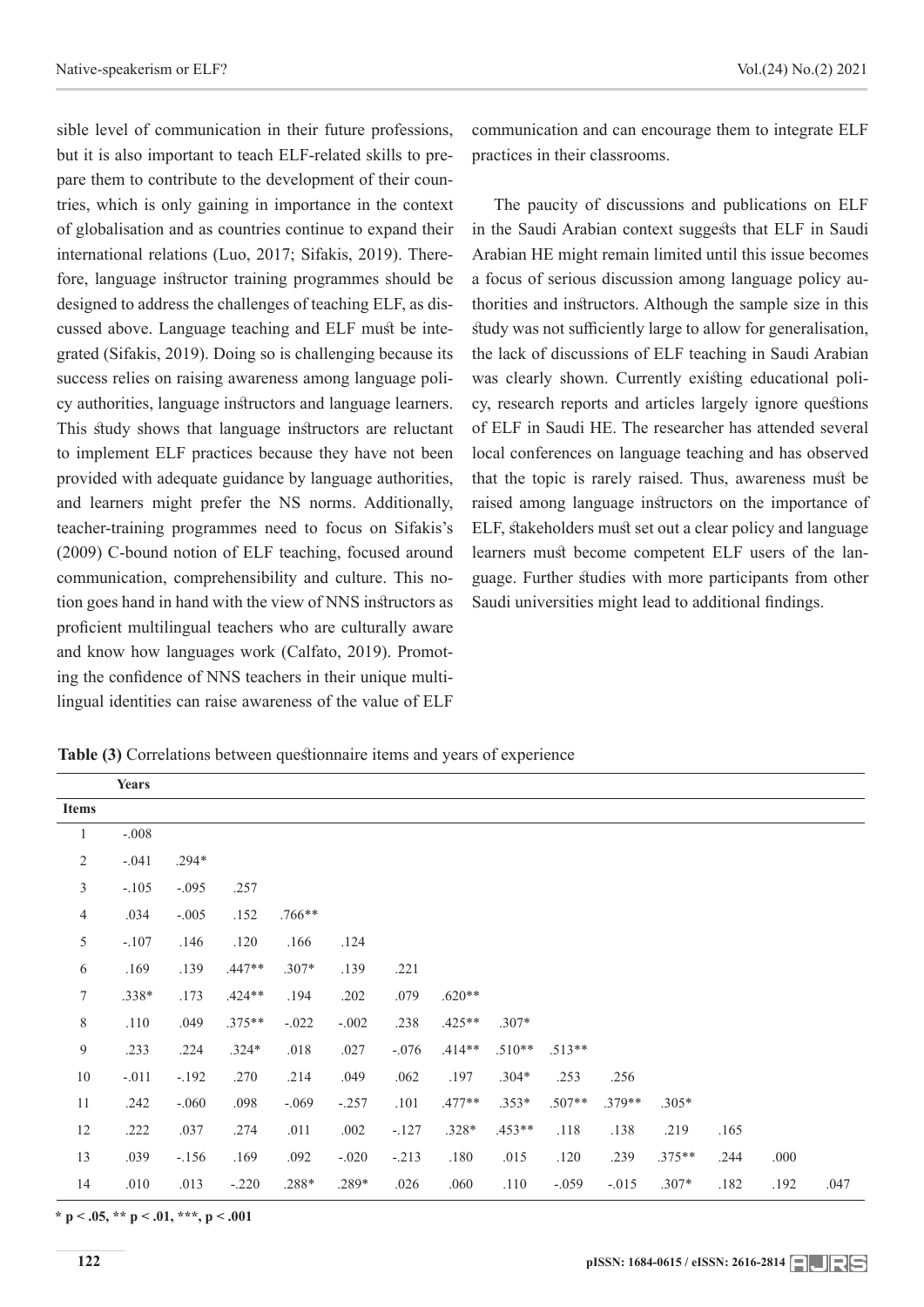sible level of communication in their future professions, but it is also important to teach ELF-related skills to prepare them to contribute to the development of their countries, which is only gaining in importance in the context of globalisation and as countries continue to expand their international relations (Luo, 2017; Sifakis, 2019). Therefore, language instructor training programmes should be designed to address the challenges of teaching ELF, as discussed above. Language teaching and ELF must be integrated (Sifakis, 2019). Doing so is challenging because its success relies on raising awareness among language policy authorities, language instructors and language learners. This study shows that language instructors are reluctant to implement ELF practices because they have not been provided with adequate guidance by language authorities, and learners might prefer the NS norms. Additionally, teacher-training programmes need to focus on Sifakis's (2009) C-bound notion of ELF teaching, focused around communication, comprehensibility and culture. This notion goes hand in hand with the view of NNS instructors as proficient multilingual teachers who are culturally aware and know how languages work (Calfato, 2019). Promoting the confidence of NNS teachers in their unique multilingual identities can raise awareness of the value of ELF communication and can encourage them to integrate ELF practices in their classrooms.

The paucity of discussions and publications on ELF in the Saudi Arabian context suggests that ELF in Saudi Arabian HE might remain limited until this issue becomes a focus of serious discussion among language policy authorities and instructors. Although the sample size in this study was not sufficiently large to allow for generalisation, the lack of discussions of ELF teaching in Saudi Arabian was clearly shown. Currently existing educational policy, research reports and articles largely ignore questions of ELF in Saudi HE. The researcher has attended several local conferences on language teaching and has observed that the topic is rarely raised. Thus, awareness must be raised among language instructors on the importance of ELF, stakeholders must set out a clear policy and language learners must become competent ELF users of the language. Further studies with more participants from other Saudi universities might lead to additional findings.

**Table (3)** Correlations between questionnaire items and years of experience

| Items | Years | | | | | | | | | | | | | |
|---|---|---|---|---|---|---|---|---|---|---|---|---|---|---|
| 1 | -.008 | | | | | | | | | | | | | |
| 2 | -.041 | .294* | | | | | | | | | | | | |
| 3 | -.105 | -.095 | .257 | | | | | | | | | | | |
| 4 | .034 | -.005 | .152 | .766** | | | | | | | | | | |
| 5 | -.107 | .146 | .120 | .166 | .124 | | | | | | | | | |
| 6 | .169 | .139 | .447** | .307* | .139 | .221 | | | | | | | | |
| 7 | .338* | .173 | .424** | .194 | .202 | .079 | .620** | | | | | | | |
| 8 | .110 | .049 | .375** | -.022 | -.002 | .238 | .425** | .307* | | | | | | |
| 9 | .233 | .224 | .324* | .018 | .027 | -.076 | .414** | .510** | .513** | | | | | |
| 10 | -.011 | -.192 | .270 | .214 | .049 | .062 | .197 | .304* | .253 | .256 | | | | |
| 11 | .242 | -.060 | .098 | -.069 | -.257 | .101 | .477** | .353* | .507** | .379** | .305* | | | |
| 12 | .222 | .037 | .274 | .011 | .002 | -.127 | .328* | .453** | .118 | .138 | .219 | .165 | | |
| 13 | .039 | -.156 | .169 | .092 | -.020 | -.213 | .180 | .015 | .120 | .239 | .375** | .244 | .000 | |
| 14 | .010 | .013 | -.220 | .288* | .289* | .026 | .060 | .110 | -.059 | -.015 | .307* | .182 | .192 | .047 |

**$*$ $p < .05$, $**$ $p < .01$, $***$, $p < .001$**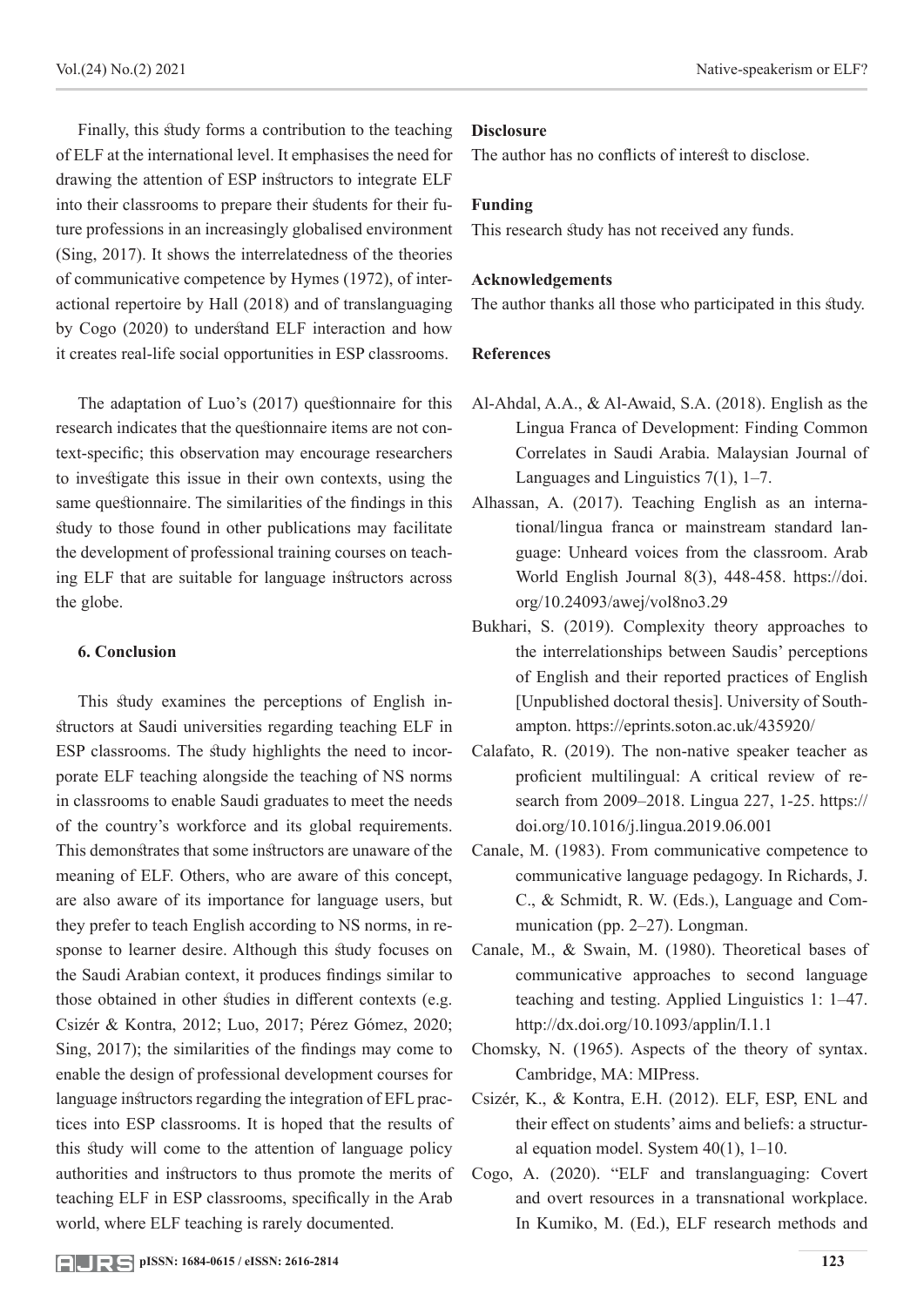Finally, this study forms a contribution to the teaching of ELF at the international level. It emphasises the need for drawing the attention of ESP instructors to integrate ELF into their classrooms to prepare their students for their future professions in an increasingly globalised environment (Sing, 2017). It shows the interrelatedness of the theories of communicative competence by Hymes (1972), of interactional repertoire by Hall (2018) and of translanguaging by Cogo (2020) to understand ELF interaction and how it creates real-life social opportunities in ESP classrooms.

The adaptation of Luo's (2017) questionnaire for this research indicates that the questionnaire items are not context-specific; this observation may encourage researchers to investigate this issue in their own contexts, using the same questionnaire. The similarities of the findings in this study to those found in other publications may facilitate the development of professional training courses on teaching ELF that are suitable for language instructors across the globe.

## 6. Conclusion

This study examines the perceptions of English instructors at Saudi universities regarding teaching ELF in ESP classrooms. The study highlights the need to incorporate ELF teaching alongside the teaching of NS norms in classrooms to enable Saudi graduates to meet the needs of the country's workforce and its global requirements. This demonstrates that some instructors are unaware of the meaning of ELF. Others, who are aware of this concept, are also aware of its importance for language users, but they prefer to teach English according to NS norms, in response to learner desire. Although this study focuses on the Saudi Arabian context, it produces findings similar to those obtained in other studies in different contexts (e.g. Csizér & Kontra, 2012; Luo, 2017; Pérez Gómez, 2020; Sing, 2017); the similarities of the findings may come to enable the design of professional development courses for language instructors regarding the integration of EFL practices into ESP classrooms. It is hoped that the results of this study will come to the attention of language policy authorities and instructors to thus promote the merits of teaching ELF in ESP classrooms, specifically in the Arab world, where ELF teaching is rarely documented.

**Disclosure**

The author has no conflicts of interest to disclose.

**Funding**

This research study has not received any funds.

**Acknowledgements**

The author thanks all those who participated in this study.

**References**

Al-Ahdal, A.A., & Al-Awaid, S.A. (2018). English as the Lingua Franca of Development: Finding Common Correlates in Saudi Arabia. Malaysian Journal of Languages and Linguistics 7(1), 1–7.

Alhassan, A. (2017). Teaching English as an international/lingua franca or mainstream standard language: Unheard voices from the classroom. Arab World English Journal 8(3), 448-458. https://doi.org/10.24093/awej/vol8no3.29

Bukhari, S. (2019). Complexity theory approaches to the interrelationships between Saudis' perceptions of English and their reported practices of English [Unpublished doctoral thesis]. University of Southampton. https://eprints.soton.ac.uk/435920/

Calafato, R. (2019). The non-native speaker teacher as proficient multilingual: A critical review of research from 2009–2018. Lingua 227, 1-25. https://doi.org/10.1016/j.lingua.2019.06.001

Canale, M. (1983). From communicative competence to communicative language pedagogy. In Richards, J. C., & Schmidt, R. W. (Eds.), Language and Communication (pp. 2–27). Longman.

Canale, M., & Swain, M. (1980). Theoretical bases of communicative approaches to second language teaching and testing. Applied Linguistics 1: 1–47. http://dx.doi.org/10.1093/applin/I.1.1

Chomsky, N. (1965). Aspects of the theory of syntax. Cambridge, MA: MIPress.

Csizér, K., & Kontra, E.H. (2012). ELF, ESP, ENL and their effect on students' aims and beliefs: a structural equation model. System 40(1), 1–10.

Cogo, A. (2020). "ELF and translanguaging: Covert and overt resources in a transnational workplace. In Kumiko, M. (Ed.), ELF research methods and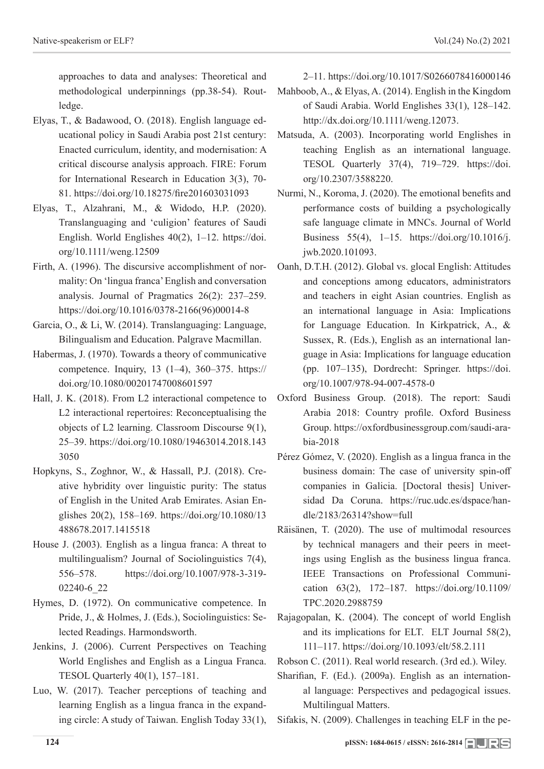approaches to data and analyses: Theoretical and methodological underpinnings (pp.38-54). Routledge.

Elyas, T., & Badawood, O. (2018). English language educational policy in Saudi Arabia post 21st century: Enacted curriculum, identity, and modernisation: A critical discourse analysis approach. FIRE: Forum for International Research in Education 3(3), 70-81. https://doi.org/10.18275/fire201603031093

Elyas, T., Alzahrani, M., & Widodo, H.P. (2020). Translanguaging and 'culigion' features of Saudi English. World Englishes 40(2), 1–12. https://doi.org/10.1111/weng.12509

Firth, A. (1996). The discursive accomplishment of normality: On 'lingua franca' English and conversation analysis. Journal of Pragmatics 26(2): 237–259. https://doi.org/10.1016/0378-2166(96)00014-8

Garcia, O., & Li, W. (2014). Translanguaging: Language, Bilingualism and Education. Palgrave Macmillan.

Habermas, J. (1970). Towards a theory of communicative competence. Inquiry, 13 (1–4), 360–375. https://doi.org/10.1080/00201747008601597

Hall, J. K. (2018). From L2 interactional competence to L2 interactional repertoires: Reconceptualising the objects of L2 learning. Classroom Discourse 9(1), 25–39. https://doi.org/10.1080/19463014.2018.1433050

Hopkyns, S., Zoghnor, W., & Hassall, P.J. (2018). Creative hybridity over linguistic purity: The status of English in the United Arab Emirates. Asian Englishes 20(2), 158–169. https://doi.org/10.1080/13488678.2017.1415518

House J. (2003). English as a lingua franca: A threat to multilingualism? Journal of Sociolinguistics 7(4), 556–578. https://doi.org/10.1007/978-3-319-02240-6_22

Hymes, D. (1972). On communicative competence. In Pride, J., & Holmes, J. (Eds.), Sociolinguistics: Selected Readings. Harmondsworth.

Jenkins, J. (2006). Current Perspectives on Teaching World Englishes and English as a Lingua Franca. TESOL Quarterly 40(1), 157–181.

Luo, W. (2017). Teacher perceptions of teaching and learning English as a lingua franca in the expanding circle: A study of Taiwan. English Today 33(1), 2–11. https://doi.org/10.1017/S0266078416000146

Mahboob, A., & Elyas, A. (2014). English in the Kingdom of Saudi Arabia. World Englishes 33(1), 128–142. http://dx.doi.org/10.1111/weng.12073.

Matsuda, A. (2003). Incorporating world Englishes in teaching English as an international language. TESOL Quarterly 37(4), 719–729. https://doi.org/10.2307/3588220.

Nurmi, N., Koroma, J. (2020). The emotional benefits and performance costs of building a psychologically safe language climate in MNCs. Journal of World Business 55(4), 1–15. https://doi.org/10.1016/j.jwb.2020.101093.

Oanh, D.T.H. (2012). Global vs. glocal English: Attitudes and conceptions among educators, administrators and teachers in eight Asian countries. English as an international language in Asia: Implications for Language Education. In Kirkpatrick, A., & Sussex, R. (Eds.), English as an international language in Asia: Implications for language education (pp. 107–135), Dordrecht: Springer. https://doi.org/10.1007/978-94-007-4578-0

Oxford Business Group. (2018). The report: Saudi Arabia 2018: Country profile. Oxford Business Group. https://oxfordbusinessgroup.com/saudi-arabia-2018

Pérez Gómez, V. (2020). English as a lingua franca in the business domain: The case of university spin-off companies in Galicia. [Doctoral thesis] Universidad Da Coruna. https://ruc.udc.es/dspace/handle/2183/26314?show=full

Räisänen, T. (2020). The use of multimodal resources by technical managers and their peers in meetings using English as the business lingua franca. IEEE Transactions on Professional Communication 63(2), 172–187. https://doi.org/10.1109/TPC.2020.2988759

Rajagopalan, K. (2004). The concept of world English and its implications for ELT. ELT Journal 58(2), 111–117. https://doi.org/10.1093/elt/58.2.111

Robson C. (2011). Real world research. (3rd ed.). Wiley.

Sharifian, F. (Ed.). (2009a). English as an international language: Perspectives and pedagogical issues. Multilingual Matters.

Sifakis, N. (2009). Challenges in teaching ELF in the pe-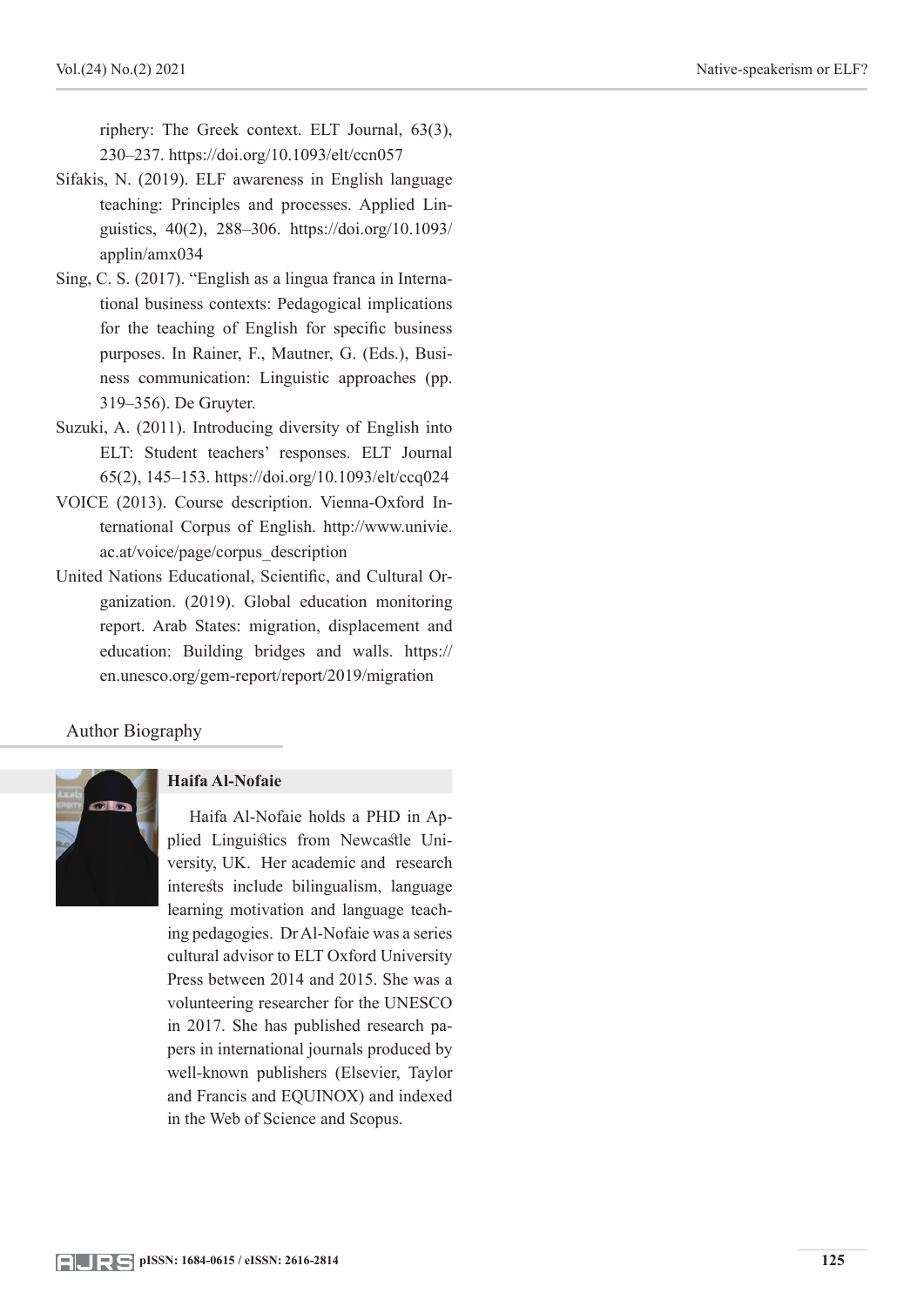riphery: The Greek context. ELT Journal, 63(3), 230–237. https://doi.org/10.1093/elt/ccn057

Sifakis, N. (2019). ELF awareness in English language teaching: Principles and processes. Applied Linguistics, 40(2), 288–306. https://doi.org/10.1093/applin/amx034

Sing, C. S. (2017). "English as a lingua franca in International business contexts: Pedagogical implications for the teaching of English for specific business purposes. In Rainer, F., Mautner, G. (Eds.), Business communication: Linguistic approaches (pp. 319–356). De Gruyter.

Suzuki, A. (2011). Introducing diversity of English into ELT: Student teachers' responses. ELT Journal 65(2), 145–153. https://doi.org/10.1093/elt/ccq024

VOICE (2013). Course description. Vienna-Oxford International Corpus of English. http://www.univie.ac.at/voice/page/corpus_description

United Nations Educational, Scientific, and Cultural Organization. (2019). Global education monitoring report. Arab States: migration, displacement and education: Building bridges and walls. https://en.unesco.org/gem-report/report/2019/migration

## Author Biography

**Haifa Al-Nofaie**

Haifa Al-Nofaie holds a PHD in Applied Linguistics from Newcastle University, UK. Her academic and research interests include bilingualism, language learning motivation and language teaching pedagogies. Dr Al-Nofaie was a series cultural advisor to ELT Oxford University Press between 2014 and 2015. She was a volunteering researcher for the UNESCO in 2017. She has published research papers in international journals produced by well-known publishers (Elsevier, Taylor and Francis and EQUINOX) and indexed in the Web of Science and Scopus.